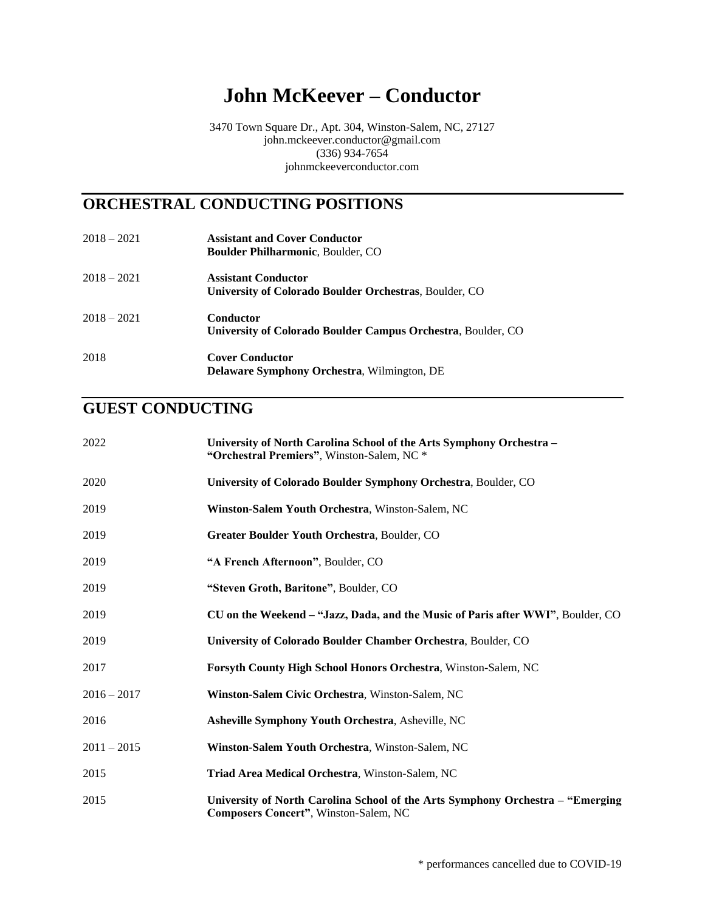# John McKeever – Conductor

3470 Town Square Dr., Apt. 304, Winston-Salem, NC, 27127
john.mckeever.conductor@gmail.com
(336) 934-7654
johnmckeeverconductor.com

## ORCHESTRAL CONDUCTING POSITIONS

2018 – 2021 **Assistant and Cover Conductor**
**Boulder Philharmonic**, Boulder, CO

2018 – 2021 **Assistant Conductor**
**University of Colorado Boulder Orchestras**, Boulder, CO

2018 – 2021 **Conductor**
**University of Colorado Boulder Campus Orchestra**, Boulder, CO

2018 **Cover Conductor**
**Delaware Symphony Orchestra**, Wilmington, DE

## GUEST CONDUCTING

2022 **University of North Carolina School of the Arts Symphony Orchestra – "Orchestral Premiers"**, Winston-Salem, NC *

2020 **University of Colorado Boulder Symphony Orchestra**, Boulder, CO

2019 **Winston-Salem Youth Orchestra**, Winston-Salem, NC

2019 **Greater Boulder Youth Orchestra**, Boulder, CO

2019 **"A French Afternoon"**, Boulder, CO

2019 **"Steven Groth, Baritone"**, Boulder, CO

2019 **CU on the Weekend – "Jazz, Dada, and the Music of Paris after WWI"**, Boulder, CO

2019 **University of Colorado Boulder Chamber Orchestra**, Boulder, CO

2017 **Forsyth County High School Honors Orchestra**, Winston-Salem, NC

2016 – 2017 **Winston-Salem Civic Orchestra**, Winston-Salem, NC

2016 **Asheville Symphony Youth Orchestra**, Asheville, NC

2011 – 2015 **Winston-Salem Youth Orchestra**, Winston-Salem, NC

2015 **Triad Area Medical Orchestra**, Winston-Salem, NC

2015 **University of North Carolina School of the Arts Symphony Orchestra – "Emerging Composers Concert"**, Winston-Salem, NC

\* performances cancelled due to COVID-19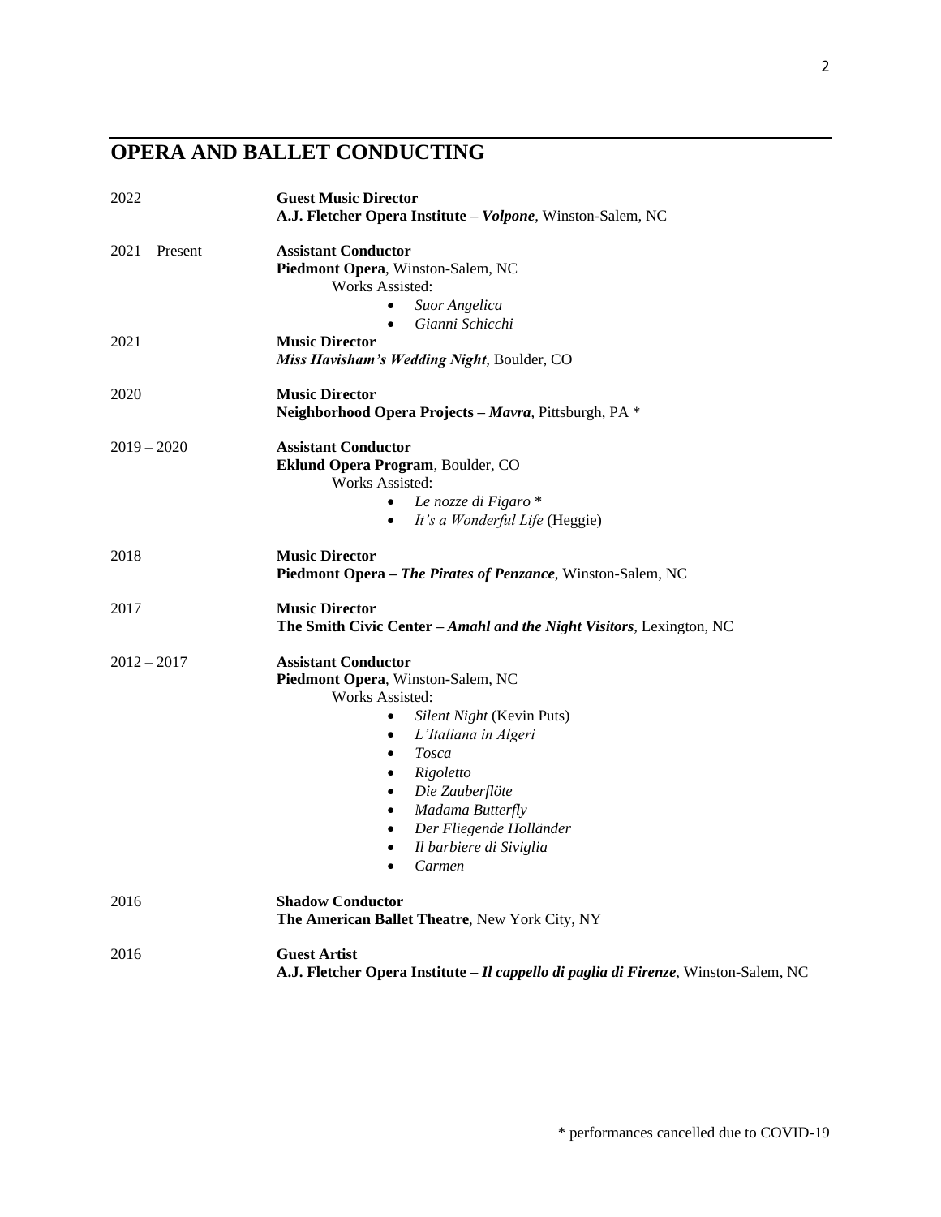## OPERA AND BALLET CONDUCTING

2022 — **Guest Music Director**
**A.J. Fletcher Opera Institute – *Volpone***, Winston-Salem, NC

2021 – Present — **Assistant Conductor**
**Piedmont Opera**, Winston-Salem, NC
Works Assisted:
- *Suor Angelica*
- *Gianni Schicchi*

2021 — **Music Director**
***Miss Havisham's Wedding Night***, Boulder, CO

2020 — **Music Director**
**Neighborhood Opera Projects – *Mavra***, Pittsburgh, PA *

2019 – 2020 — **Assistant Conductor**
**Eklund Opera Program**, Boulder, CO
Works Assisted:
- *Le nozze di Figaro* *
- *It's a Wonderful Life* (Heggie)

2018 — **Music Director**
**Piedmont Opera – *The Pirates of Penzance***, Winston-Salem, NC

2017 — **Music Director**
**The Smith Civic Center – *Amahl and the Night Visitors***, Lexington, NC

2012 – 2017 — **Assistant Conductor**
**Piedmont Opera**, Winston-Salem, NC
Works Assisted:
- *Silent Night* (Kevin Puts)
- *L'Italiana in Algeri*
- *Tosca*
- *Rigoletto*
- *Die Zauberflöte*
- *Madama Butterfly*
- *Der Fliegende Holländer*
- *Il barbiere di Siviglia*
- *Carmen*

2016 — **Shadow Conductor**
**The American Ballet Theatre**, New York City, NY

2016 — **Guest Artist**
**A.J. Fletcher Opera Institute – *Il cappello di paglia di Firenze***, Winston-Salem, NC

\* performances cancelled due to COVID-19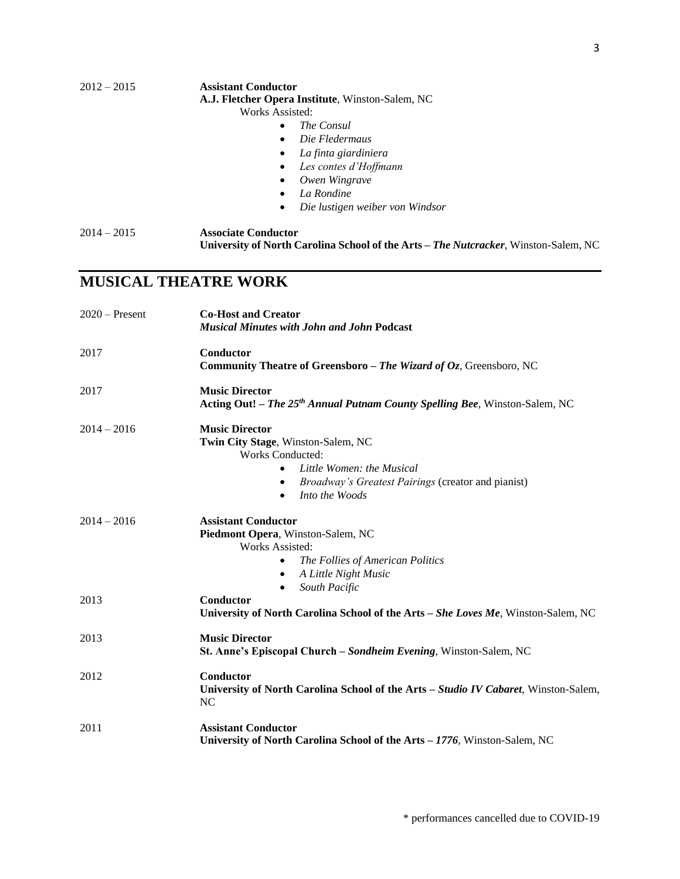2012 – 2015 **Assistant Conductor**
**A.J. Fletcher Opera Institute**, Winston-Salem, NC
Works Assisted:

- *The Consul*
- *Die Fledermaus*
- *La finta giardiniera*
- *Les contes d'Hoffmann*
- *Owen Wingrave*
- *La Rondine*
- *Die lustigen weiber von Windsor*

2014 – 2015 **Associate Conductor**
**University of North Carolina School of the Arts – *The Nutcracker***, Winston-Salem, NC

## MUSICAL THEATRE WORK

2020 – Present **Co-Host and Creator**
***Musical Minutes with John and John* Podcast**

2017 **Conductor**
**Community Theatre of Greensboro – *The Wizard of Oz***, Greensboro, NC

2017 **Music Director**
**Acting Out! – *The 25th Annual Putnam County Spelling Bee***, Winston-Salem, NC

2014 – 2016 **Music Director**
**Twin City Stage**, Winston-Salem, NC
Works Conducted:

- *Little Women: the Musical*
- *Broadway's Greatest Pairings* (creator and pianist)
- *Into the Woods*

2014 – 2016 **Assistant Conductor**
**Piedmont Opera**, Winston-Salem, NC
Works Assisted:

- *The Follies of American Politics*
- *A Little Night Music*
- *South Pacific*

2013 **Conductor**
**University of North Carolina School of the Arts – *She Loves Me***, Winston-Salem, NC

2013 **Music Director**
**St. Anne's Episcopal Church – *Sondheim Evening***, Winston-Salem, NC

2012 **Conductor**
**University of North Carolina School of the Arts – *Studio IV Cabaret***, Winston-Salem, NC

2011 **Assistant Conductor**
**University of North Carolina School of the Arts – *1776***, Winston-Salem, NC

\* performances cancelled due to COVID-19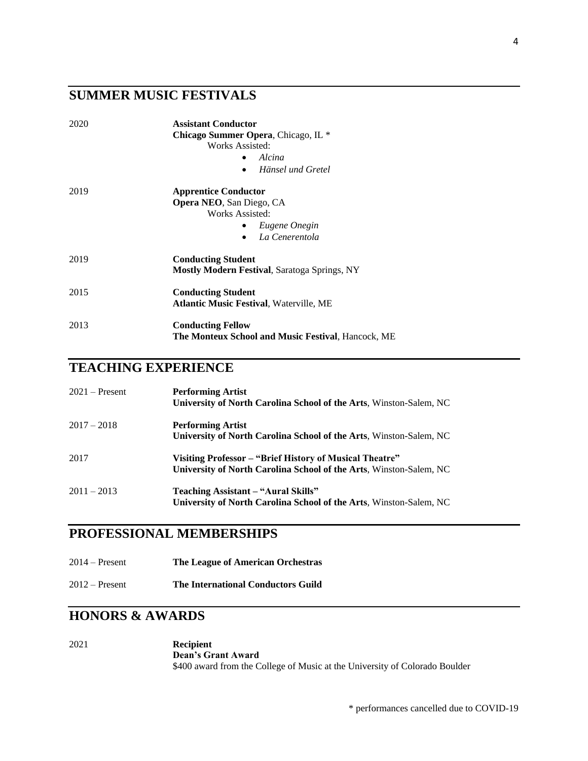## SUMMER MUSIC FESTIVALS

2020 **Assistant Conductor**
**Chicago Summer Opera**, Chicago, IL *
Works Assisted:
- *Alcina*
- *Hänsel und Gretel*

2019 **Apprentice Conductor**
**Opera NEO**, San Diego, CA
Works Assisted:
- *Eugene Onegin*
- *La Cenerentola*

2019 **Conducting Student**
**Mostly Modern Festival**, Saratoga Springs, NY

2015 **Conducting Student**
**Atlantic Music Festival**, Waterville, ME

2013 **Conducting Fellow**
**The Monteux School and Music Festival**, Hancock, ME

## TEACHING EXPERIENCE

2021 – Present **Performing Artist**
**University of North Carolina School of the Arts**, Winston-Salem, NC

2017 – 2018 **Performing Artist**
**University of North Carolina School of the Arts**, Winston-Salem, NC

2017 **Visiting Professor – "Brief History of Musical Theatre"**
**University of North Carolina School of the Arts**, Winston-Salem, NC

2011 – 2013 **Teaching Assistant – "Aural Skills"**
**University of North Carolina School of the Arts**, Winston-Salem, NC

## PROFESSIONAL MEMBERSHIPS

2014 – Present **The League of American Orchestras**

2012 – Present **The International Conductors Guild**

## HONORS & AWARDS

2021 **Recipient**
**Dean's Grant Award**
$400 award from the College of Music at the University of Colorado Boulder

\* performances cancelled due to COVID-19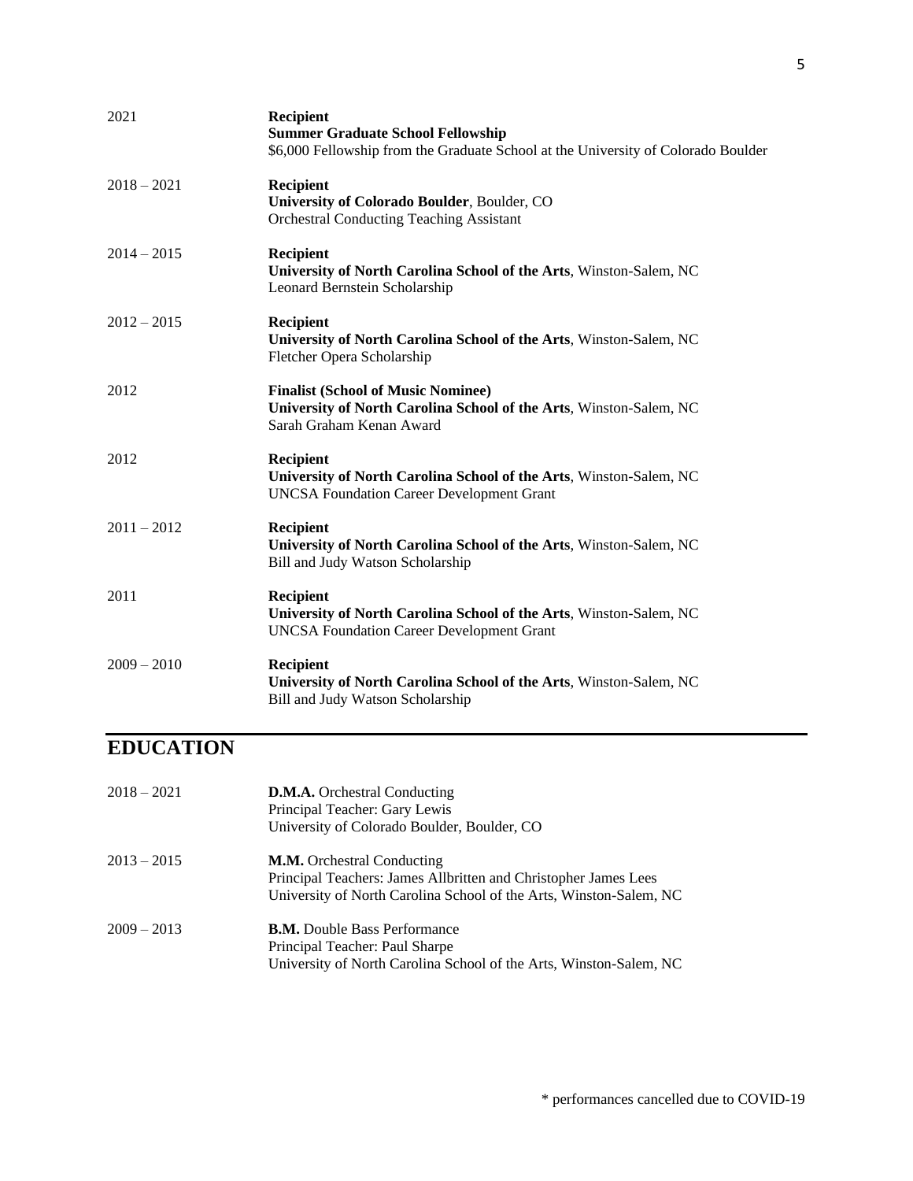2021 — **Recipient**
**Summer Graduate School Fellowship**
$6,000 Fellowship from the Graduate School at the University of Colorado Boulder

2018 – 2021 — **Recipient**
**University of Colorado Boulder**, Boulder, CO
Orchestral Conducting Teaching Assistant

2014 – 2015 — **Recipient**
**University of North Carolina School of the Arts**, Winston-Salem, NC
Leonard Bernstein Scholarship

2012 – 2015 — **Recipient**
**University of North Carolina School of the Arts**, Winston-Salem, NC
Fletcher Opera Scholarship

2012 — **Finalist (School of Music Nominee)**
**University of North Carolina School of the Arts**, Winston-Salem, NC
Sarah Graham Kenan Award

2012 — **Recipient**
**University of North Carolina School of the Arts**, Winston-Salem, NC
UNCSA Foundation Career Development Grant

2011 – 2012 — **Recipient**
**University of North Carolina School of the Arts**, Winston-Salem, NC
Bill and Judy Watson Scholarship

2011 — **Recipient**
**University of North Carolina School of the Arts**, Winston-Salem, NC
UNCSA Foundation Career Development Grant

2009 – 2010 — **Recipient**
**University of North Carolina School of the Arts**, Winston-Salem, NC
Bill and Judy Watson Scholarship

## EDUCATION

2018 – 2021 — **D.M.A.** Orchestral Conducting
Principal Teacher: Gary Lewis
University of Colorado Boulder, Boulder, CO

2013 – 2015 — **M.M.** Orchestral Conducting
Principal Teachers: James Allbritten and Christopher James Lees
University of North Carolina School of the Arts, Winston-Salem, NC

2009 – 2013 — **B.M.** Double Bass Performance
Principal Teacher: Paul Sharpe
University of North Carolina School of the Arts, Winston-Salem, NC

* performances cancelled due to COVID-19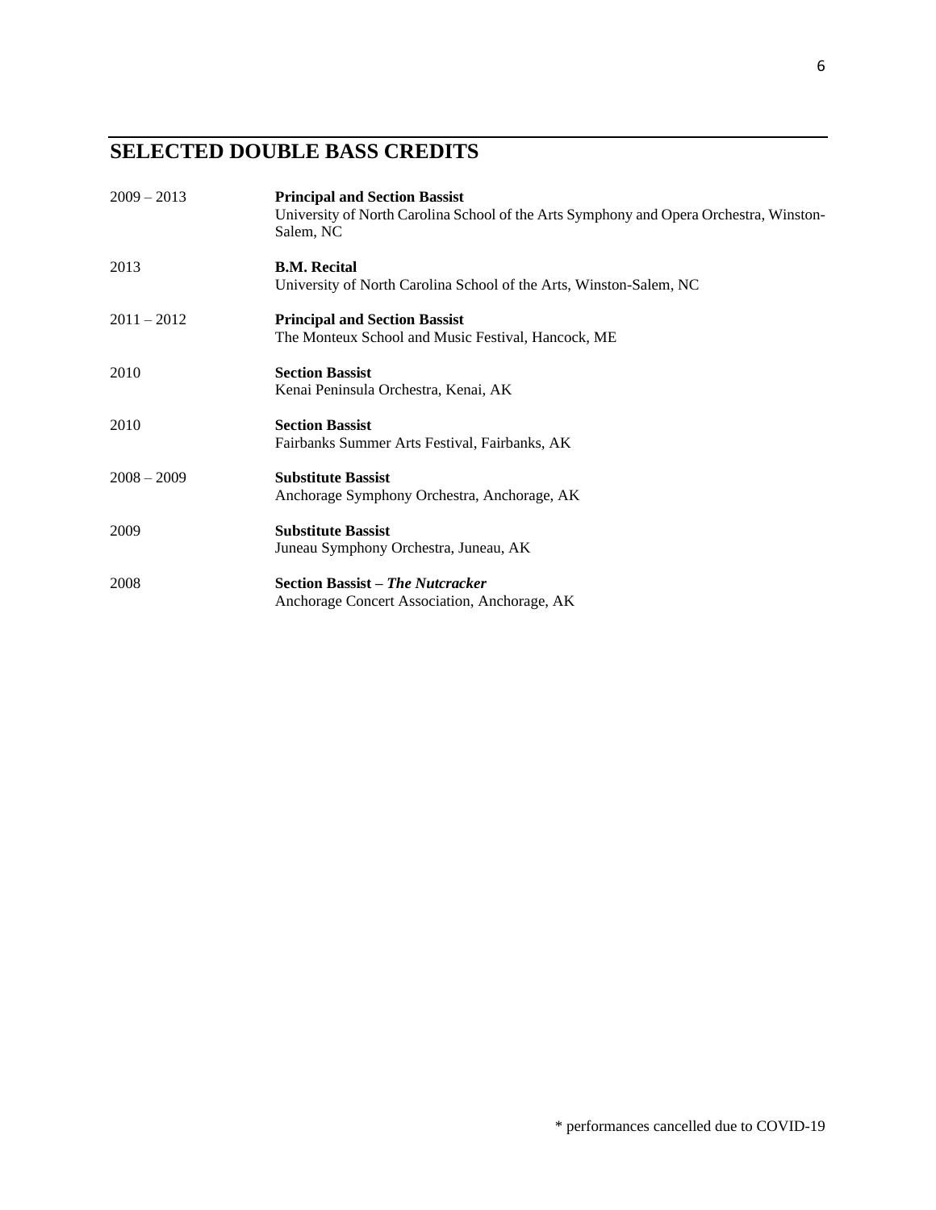## SELECTED DOUBLE BASS CREDITS

| | |
|---|---|
| 2009 – 2013 | **Principal and Section Bassist**<br>University of North Carolina School of the Arts Symphony and Opera Orchestra, Winston-Salem, NC |
| 2013 | **B.M. Recital**<br>University of North Carolina School of the Arts, Winston-Salem, NC |
| 2011 – 2012 | **Principal and Section Bassist**<br>The Monteux School and Music Festival, Hancock, ME |
| 2010 | **Section Bassist**<br>Kenai Peninsula Orchestra, Kenai, AK |
| 2010 | **Section Bassist**<br>Fairbanks Summer Arts Festival, Fairbanks, AK |
| 2008 – 2009 | **Substitute Bassist**<br>Anchorage Symphony Orchestra, Anchorage, AK |
| 2009 | **Substitute Bassist**<br>Juneau Symphony Orchestra, Juneau, AK |
| 2008 | **Section Bassist – *The Nutcracker***<br>Anchorage Concert Association, Anchorage, AK |

* performances cancelled due to COVID-19